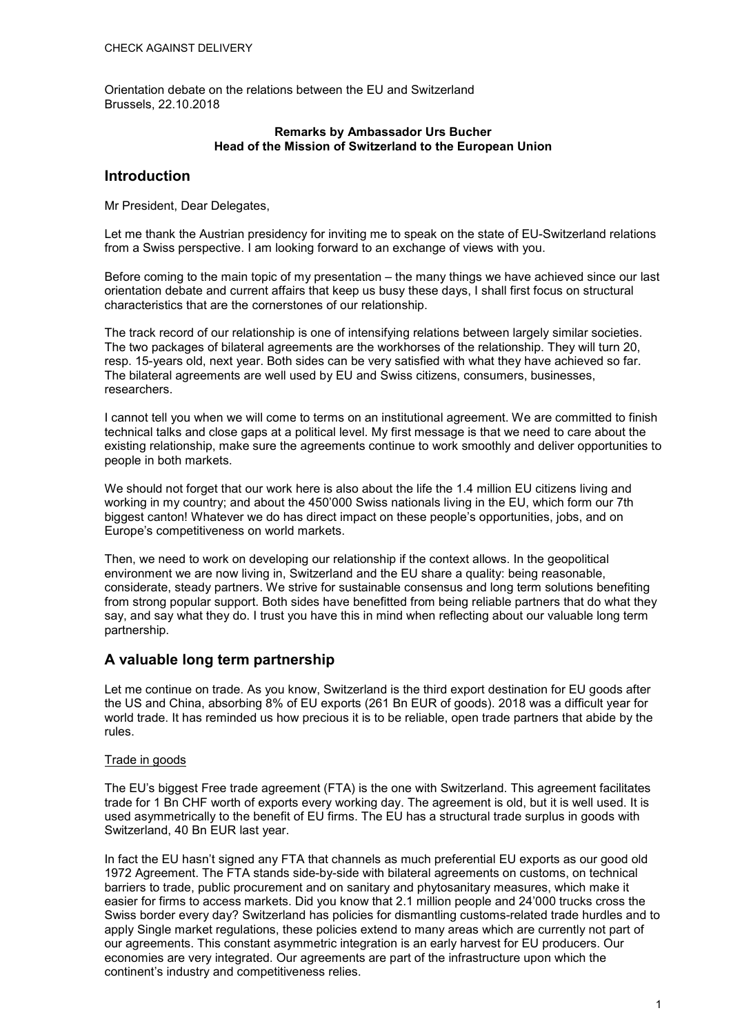CHECK AGAINST DELIVERY

Orientation debate on the relations between the EU and Switzerland
Brussels, 22.10.2018

**Remarks by Ambassador Urs Bucher**
**Head of the Mission of Switzerland to the European Union**

## Introduction

Mr President, Dear Delegates,

Let me thank the Austrian presidency for inviting me to speak on the state of EU-Switzerland relations from a Swiss perspective. I am looking forward to an exchange of views with you.

Before coming to the main topic of my presentation – the many things we have achieved since our last orientation debate and current affairs that keep us busy these days, I shall first focus on structural characteristics that are the cornerstones of our relationship.

The track record of our relationship is one of intensifying relations between largely similar societies. The two packages of bilateral agreements are the workhorses of the relationship. They will turn 20, resp. 15-years old, next year. Both sides can be very satisfied with what they have achieved so far. The bilateral agreements are well used by EU and Swiss citizens, consumers, businesses, researchers.

I cannot tell you when we will come to terms on an institutional agreement. We are committed to finish technical talks and close gaps at a political level. My first message is that we need to care about the existing relationship, make sure the agreements continue to work smoothly and deliver opportunities to people in both markets.

We should not forget that our work here is also about the life the 1.4 million EU citizens living and working in my country; and about the 450'000 Swiss nationals living in the EU, which form our 7th biggest canton! Whatever we do has direct impact on these people's opportunities, jobs, and on Europe's competitiveness on world markets.

Then, we need to work on developing our relationship if the context allows. In the geopolitical environment we are now living in, Switzerland and the EU share a quality: being reasonable, considerate, steady partners. We strive for sustainable consensus and long term solutions benefiting from strong popular support. Both sides have benefitted from being reliable partners that do what they say, and say what they do. I trust you have this in mind when reflecting about our valuable long term partnership.

## A valuable long term partnership

Let me continue on trade. As you know, Switzerland is the third export destination for EU goods after the US and China, absorbing 8% of EU exports (261 Bn EUR of goods). 2018 was a difficult year for world trade. It has reminded us how precious it is to be reliable, open trade partners that abide by the rules.

### Trade in goods

The EU's biggest Free trade agreement (FTA) is the one with Switzerland. This agreement facilitates trade for 1 Bn CHF worth of exports every working day. The agreement is old, but it is well used. It is used asymmetrically to the benefit of EU firms. The EU has a structural trade surplus in goods with Switzerland, 40 Bn EUR last year.

In fact the EU hasn't signed any FTA that channels as much preferential EU exports as our good old 1972 Agreement. The FTA stands side-by-side with bilateral agreements on customs, on technical barriers to trade, public procurement and on sanitary and phytosanitary measures, which make it easier for firms to access markets. Did you know that 2.1 million people and 24'000 trucks cross the Swiss border every day? Switzerland has policies for dismantling customs-related trade hurdles and to apply Single market regulations, these policies extend to many areas which are currently not part of our agreements. This constant asymmetric integration is an early harvest for EU producers. Our economies are very integrated. Our agreements are part of the infrastructure upon which the continent's industry and competitiveness relies.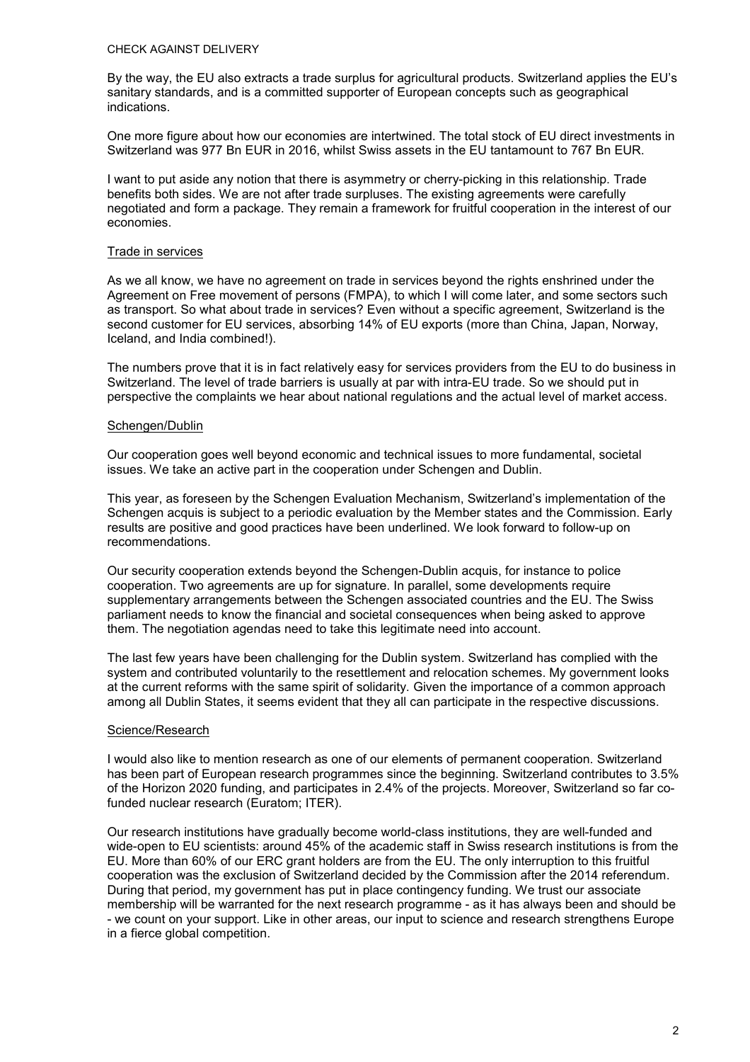CHECK AGAINST DELIVERY

By the way, the EU also extracts a trade surplus for agricultural products. Switzerland applies the EU's sanitary standards, and is a committed supporter of European concepts such as geographical indications.

One more figure about how our economies are intertwined. The total stock of EU direct investments in Switzerland was 977 Bn EUR in 2016, whilst Swiss assets in the EU tantamount to 767 Bn EUR.

I want to put aside any notion that there is asymmetry or cherry-picking in this relationship. Trade benefits both sides. We are not after trade surpluses. The existing agreements were carefully negotiated and form a package. They remain a framework for fruitful cooperation in the interest of our economies.

## Trade in services

As we all know, we have no agreement on trade in services beyond the rights enshrined under the Agreement on Free movement of persons (FMPA), to which I will come later, and some sectors such as transport. So what about trade in services? Even without a specific agreement, Switzerland is the second customer for EU services, absorbing 14% of EU exports (more than China, Japan, Norway, Iceland, and India combined!).

The numbers prove that it is in fact relatively easy for services providers from the EU to do business in Switzerland. The level of trade barriers is usually at par with intra-EU trade. So we should put in perspective the complaints we hear about national regulations and the actual level of market access.

## Schengen/Dublin

Our cooperation goes well beyond economic and technical issues to more fundamental, societal issues. We take an active part in the cooperation under Schengen and Dublin.

This year, as foreseen by the Schengen Evaluation Mechanism, Switzerland's implementation of the Schengen acquis is subject to a periodic evaluation by the Member states and the Commission. Early results are positive and good practices have been underlined. We look forward to follow-up on recommendations.

Our security cooperation extends beyond the Schengen-Dublin acquis, for instance to police cooperation. Two agreements are up for signature. In parallel, some developments require supplementary arrangements between the Schengen associated countries and the EU. The Swiss parliament needs to know the financial and societal consequences when being asked to approve them. The negotiation agendas need to take this legitimate need into account.

The last few years have been challenging for the Dublin system. Switzerland has complied with the system and contributed voluntarily to the resettlement and relocation schemes. My government looks at the current reforms with the same spirit of solidarity. Given the importance of a common approach among all Dublin States, it seems evident that they all can participate in the respective discussions.

## Science/Research

I would also like to mention research as one of our elements of permanent cooperation. Switzerland has been part of European research programmes since the beginning. Switzerland contributes to 3.5% of the Horizon 2020 funding, and participates in 2.4% of the projects. Moreover, Switzerland so far co-funded nuclear research (Euratom; ITER).

Our research institutions have gradually become world-class institutions, they are well-funded and wide-open to EU scientists: around 45% of the academic staff in Swiss research institutions is from the EU. More than 60% of our ERC grant holders are from the EU. The only interruption to this fruitful cooperation was the exclusion of Switzerland decided by the Commission after the 2014 referendum. During that period, my government has put in place contingency funding. We trust our associate membership will be warranted for the next research programme - as it has always been and should be - we count on your support. Like in other areas, our input to science and research strengthens Europe in a fierce global competition.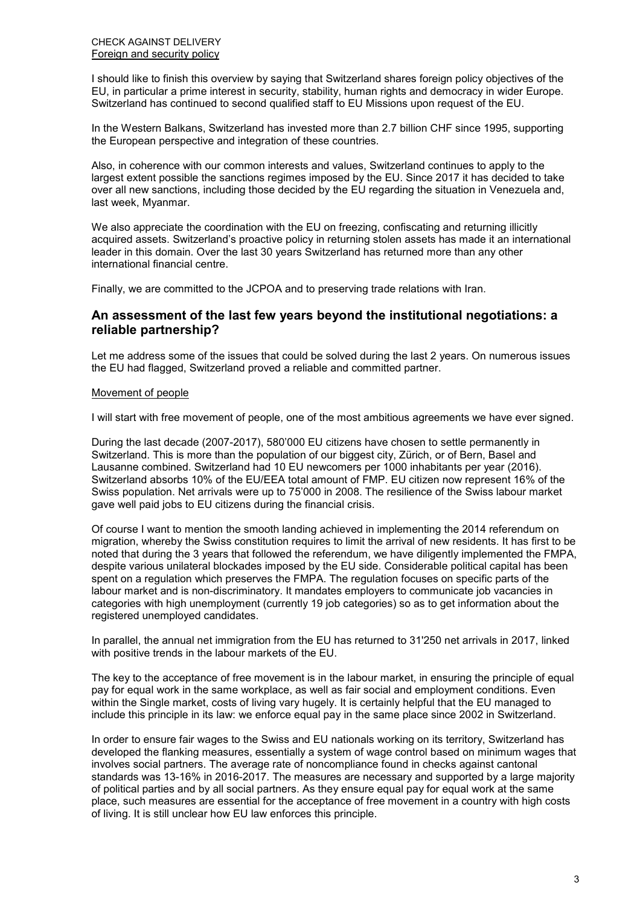CHECK AGAINST DELIVERY

Foreign and security policy

I should like to finish this overview by saying that Switzerland shares foreign policy objectives of the EU, in particular a prime interest in security, stability, human rights and democracy in wider Europe. Switzerland has continued to second qualified staff to EU Missions upon request of the EU.

In the Western Balkans, Switzerland has invested more than 2.7 billion CHF since 1995, supporting the European perspective and integration of these countries.

Also, in coherence with our common interests and values, Switzerland continues to apply to the largest extent possible the sanctions regimes imposed by the EU. Since 2017 it has decided to take over all new sanctions, including those decided by the EU regarding the situation in Venezuela and, last week, Myanmar.

We also appreciate the coordination with the EU on freezing, confiscating and returning illicitly acquired assets. Switzerland's proactive policy in returning stolen assets has made it an international leader in this domain. Over the last 30 years Switzerland has returned more than any other international financial centre.

Finally, we are committed to the JCPOA and to preserving trade relations with Iran.

## An assessment of the last few years beyond the institutional negotiations: a reliable partnership?

Let me address some of the issues that could be solved during the last 2 years. On numerous issues the EU had flagged, Switzerland proved a reliable and committed partner.

Movement of people

I will start with free movement of people, one of the most ambitious agreements we have ever signed.

During the last decade (2007-2017), 580'000 EU citizens have chosen to settle permanently in Switzerland. This is more than the population of our biggest city, Zürich, or of Bern, Basel and Lausanne combined. Switzerland had 10 EU newcomers per 1000 inhabitants per year (2016). Switzerland absorbs 10% of the EU/EEA total amount of FMP. EU citizen now represent 16% of the Swiss population. Net arrivals were up to 75'000 in 2008. The resilience of the Swiss labour market gave well paid jobs to EU citizens during the financial crisis.

Of course I want to mention the smooth landing achieved in implementing the 2014 referendum on migration, whereby the Swiss constitution requires to limit the arrival of new residents. It has first to be noted that during the 3 years that followed the referendum, we have diligently implemented the FMPA, despite various unilateral blockades imposed by the EU side. Considerable political capital has been spent on a regulation which preserves the FMPA. The regulation focuses on specific parts of the labour market and is non-discriminatory. It mandates employers to communicate job vacancies in categories with high unemployment (currently 19 job categories) so as to get information about the registered unemployed candidates.

In parallel, the annual net immigration from the EU has returned to 31'250 net arrivals in 2017, linked with positive trends in the labour markets of the EU.

The key to the acceptance of free movement is in the labour market, in ensuring the principle of equal pay for equal work in the same workplace, as well as fair social and employment conditions. Even within the Single market, costs of living vary hugely. It is certainly helpful that the EU managed to include this principle in its law: we enforce equal pay in the same place since 2002 in Switzerland.

In order to ensure fair wages to the Swiss and EU nationals working on its territory, Switzerland has developed the flanking measures, essentially a system of wage control based on minimum wages that involves social partners. The average rate of noncompliance found in checks against cantonal standards was 13-16% in 2016-2017. The measures are necessary and supported by a large majority of political parties and by all social partners. As they ensure equal pay for equal work at the same place, such measures are essential for the acceptance of free movement in a country with high costs of living. It is still unclear how EU law enforces this principle.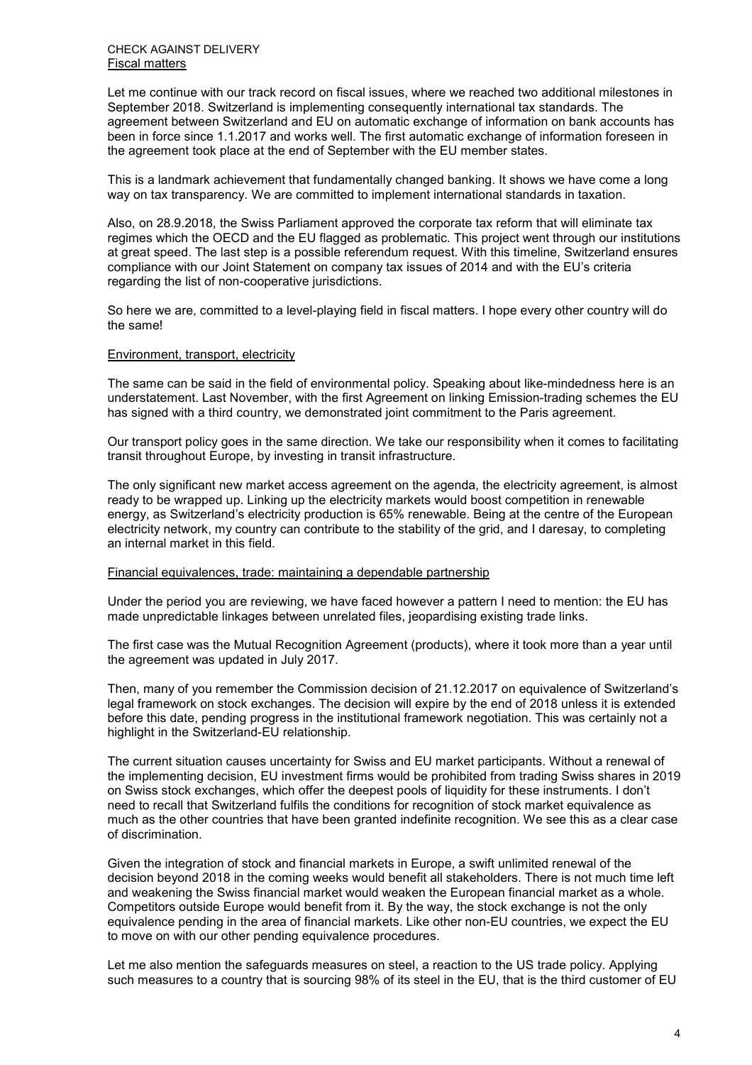CHECK AGAINST DELIVERY

## Fiscal matters

Let me continue with our track record on fiscal issues, where we reached two additional milestones in September 2018. Switzerland is implementing consequently international tax standards. The agreement between Switzerland and EU on automatic exchange of information on bank accounts has been in force since 1.1.2017 and works well. The first automatic exchange of information foreseen in the agreement took place at the end of September with the EU member states.

This is a landmark achievement that fundamentally changed banking. It shows we have come a long way on tax transparency. We are committed to implement international standards in taxation.

Also, on 28.9.2018, the Swiss Parliament approved the corporate tax reform that will eliminate tax regimes which the OECD and the EU flagged as problematic. This project went through our institutions at great speed. The last step is a possible referendum request. With this timeline, Switzerland ensures compliance with our Joint Statement on company tax issues of 2014 and with the EU's criteria regarding the list of non-cooperative jurisdictions.

So here we are, committed to a level-playing field in fiscal matters. I hope every other country will do the same!

## Environment, transport, electricity

The same can be said in the field of environmental policy. Speaking about like-mindedness here is an understatement. Last November, with the first Agreement on linking Emission-trading schemes the EU has signed with a third country, we demonstrated joint commitment to the Paris agreement.

Our transport policy goes in the same direction. We take our responsibility when it comes to facilitating transit throughout Europe, by investing in transit infrastructure.

The only significant new market access agreement on the agenda, the electricity agreement, is almost ready to be wrapped up. Linking up the electricity markets would boost competition in renewable energy, as Switzerland's electricity production is 65% renewable. Being at the centre of the European electricity network, my country can contribute to the stability of the grid, and I daresay, to completing an internal market in this field.

## Financial equivalences, trade: maintaining a dependable partnership

Under the period you are reviewing, we have faced however a pattern I need to mention: the EU has made unpredictable linkages between unrelated files, jeopardising existing trade links.

The first case was the Mutual Recognition Agreement (products), where it took more than a year until the agreement was updated in July 2017.

Then, many of you remember the Commission decision of 21.12.2017 on equivalence of Switzerland's legal framework on stock exchanges. The decision will expire by the end of 2018 unless it is extended before this date, pending progress in the institutional framework negotiation. This was certainly not a highlight in the Switzerland-EU relationship.

The current situation causes uncertainty for Swiss and EU market participants. Without a renewal of the implementing decision, EU investment firms would be prohibited from trading Swiss shares in 2019 on Swiss stock exchanges, which offer the deepest pools of liquidity for these instruments. I don't need to recall that Switzerland fulfils the conditions for recognition of stock market equivalence as much as the other countries that have been granted indefinite recognition. We see this as a clear case of discrimination.

Given the integration of stock and financial markets in Europe, a swift unlimited renewal of the decision beyond 2018 in the coming weeks would benefit all stakeholders. There is not much time left and weakening the Swiss financial market would weaken the European financial market as a whole. Competitors outside Europe would benefit from it. By the way, the stock exchange is not the only equivalence pending in the area of financial markets. Like other non-EU countries, we expect the EU to move on with our other pending equivalence procedures.

Let me also mention the safeguards measures on steel, a reaction to the US trade policy. Applying such measures to a country that is sourcing 98% of its steel in the EU, that is the third customer of EU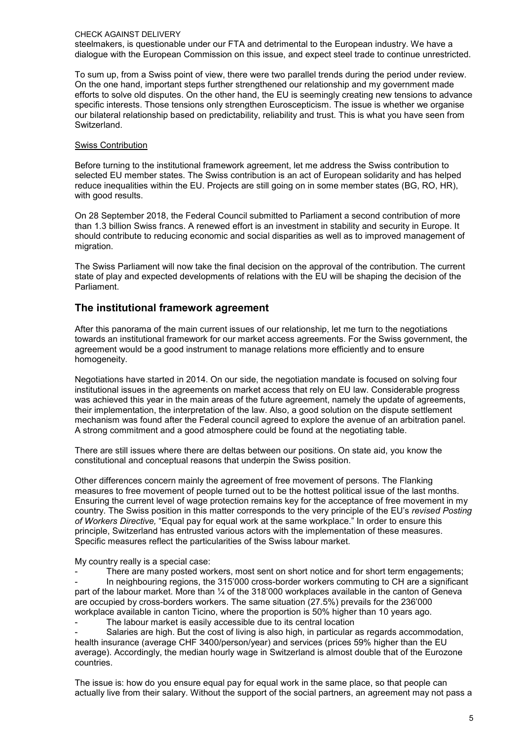steelmakers, is questionable under our FTA and detrimental to the European industry. We have a dialogue with the European Commission on this issue, and expect steel trade to continue unrestricted.

To sum up, from a Swiss point of view, there were two parallel trends during the period under review. On the one hand, important steps further strengthened our relationship and my government made efforts to solve old disputes. On the other hand, the EU is seemingly creating new tensions to advance specific interests. Those tensions only strengthen Euroscepticism. The issue is whether we organise our bilateral relationship based on predictability, reliability and trust. This is what you have seen from Switzerland.

Swiss Contribution

Before turning to the institutional framework agreement, let me address the Swiss contribution to selected EU member states. The Swiss contribution is an act of European solidarity and has helped reduce inequalities within the EU. Projects are still going on in some member states (BG, RO, HR), with good results.

On 28 September 2018, the Federal Council submitted to Parliament a second contribution of more than 1.3 billion Swiss francs. A renewed effort is an investment in stability and security in Europe. It should contribute to reducing economic and social disparities as well as to improved management of migration.

The Swiss Parliament will now take the final decision on the approval of the contribution. The current state of play and expected developments of relations with the EU will be shaping the decision of the Parliament.

## The institutional framework agreement

After this panorama of the main current issues of our relationship, let me turn to the negotiations towards an institutional framework for our market access agreements. For the Swiss government, the agreement would be a good instrument to manage relations more efficiently and to ensure homogeneity.

Negotiations have started in 2014. On our side, the negotiation mandate is focused on solving four institutional issues in the agreements on market access that rely on EU law. Considerable progress was achieved this year in the main areas of the future agreement, namely the update of agreements, their implementation, the interpretation of the law. Also, a good solution on the dispute settlement mechanism was found after the Federal council agreed to explore the avenue of an arbitration panel. A strong commitment and a good atmosphere could be found at the negotiating table.

There are still issues where there are deltas between our positions. On state aid, you know the constitutional and conceptual reasons that underpin the Swiss position.

Other differences concern mainly the agreement of free movement of persons. The Flanking measures to free movement of people turned out to be the hottest political issue of the last months. Ensuring the current level of wage protection remains key for the acceptance of free movement in my country. The Swiss position in this matter corresponds to the very principle of the EU's *revised Posting of Workers Directive,* "Equal pay for equal work at the same workplace." In order to ensure this principle, Switzerland has entrusted various actors with the implementation of these measures. Specific measures reflect the particularities of the Swiss labour market.

My country really is a special case:

- There are many posted workers, most sent on short notice and for short term engagements;
- In neighbouring regions, the 315'000 cross-border workers commuting to CH are a significant part of the labour market. More than ¼ of the 318'000 workplaces available in the canton of Geneva are occupied by cross-borders workers. The same situation (27.5%) prevails for the 236'000 workplace available in canton Ticino, where the proportion is 50% higher than 10 years ago.
- The labour market is easily accessible due to its central location
- Salaries are high. But the cost of living is also high, in particular as regards accommodation, health insurance (average CHF 3400/person/year) and services (prices 59% higher than the EU average). Accordingly, the median hourly wage in Switzerland is almost double that of the Eurozone countries.

The issue is: how do you ensure equal pay for equal work in the same place, so that people can actually live from their salary. Without the support of the social partners, an agreement may not pass a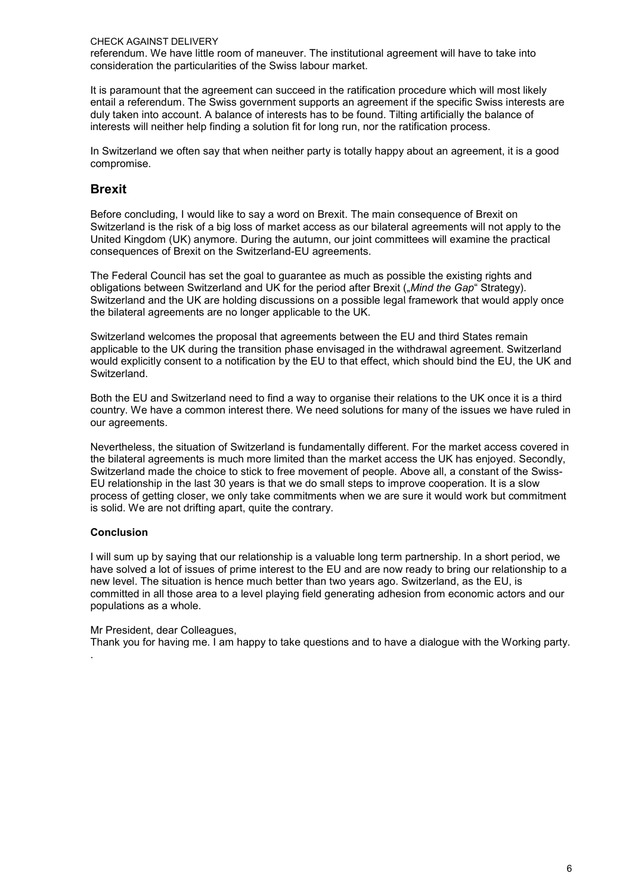referendum. We have little room of maneuver. The institutional agreement will have to take into consideration the particularities of the Swiss labour market.

It is paramount that the agreement can succeed in the ratification procedure which will most likely entail a referendum. The Swiss government supports an agreement if the specific Swiss interests are duly taken into account. A balance of interests has to be found. Tilting artificially the balance of interests will neither help finding a solution fit for long run, nor the ratification process.

In Switzerland we often say that when neither party is totally happy about an agreement, it is a good compromise.

## Brexit

Before concluding, I would like to say a word on Brexit. The main consequence of Brexit on Switzerland is the risk of a big loss of market access as our bilateral agreements will not apply to the United Kingdom (UK) anymore. During the autumn, our joint committees will examine the practical consequences of Brexit on the Switzerland-EU agreements.

The Federal Council has set the goal to guarantee as much as possible the existing rights and obligations between Switzerland and UK for the period after Brexit („*Mind the Gap*“ Strategy). Switzerland and the UK are holding discussions on a possible legal framework that would apply once the bilateral agreements are no longer applicable to the UK.

Switzerland welcomes the proposal that agreements between the EU and third States remain applicable to the UK during the transition phase envisaged in the withdrawal agreement. Switzerland would explicitly consent to a notification by the EU to that effect, which should bind the EU, the UK and Switzerland.

Both the EU and Switzerland need to find a way to organise their relations to the UK once it is a third country. We have a common interest there. We need solutions for many of the issues we have ruled in our agreements.

Nevertheless, the situation of Switzerland is fundamentally different. For the market access covered in the bilateral agreements is much more limited than the market access the UK has enjoyed. Secondly, Switzerland made the choice to stick to free movement of people. Above all, a constant of the Swiss-EU relationship in the last 30 years is that we do small steps to improve cooperation. It is a slow process of getting closer, we only take commitments when we are sure it would work but commitment is solid. We are not drifting apart, quite the contrary.

### Conclusion

I will sum up by saying that our relationship is a valuable long term partnership. In a short period, we have solved a lot of issues of prime interest to the EU and are now ready to bring our relationship to a new level. The situation is hence much better than two years ago. Switzerland, as the EU, is committed in all those area to a level playing field generating adhesion from economic actors and our populations as a whole.

Mr President, dear Colleagues,
Thank you for having me. I am happy to take questions and to have a dialogue with the Working party.